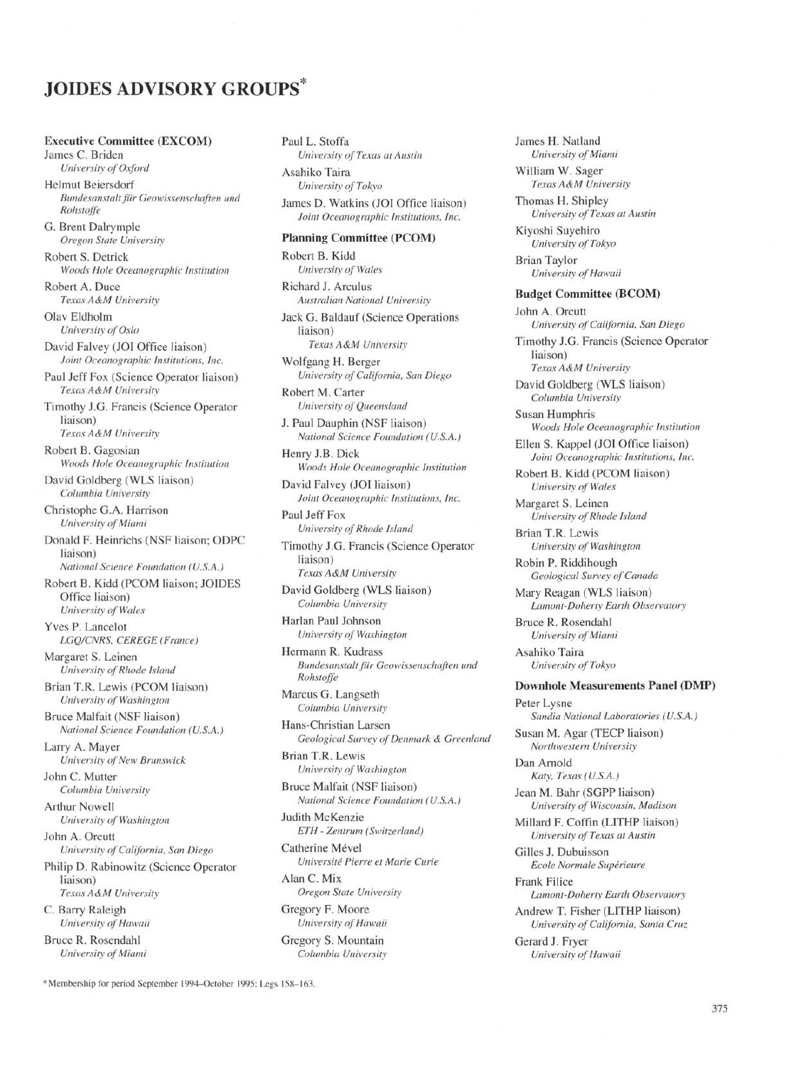# JOIDES ADVISORY GROUPS*

### Executive Committee (EXCOM)

James C. Briden
*University of Oxford*

Helmut Beiersdorf
*Bundesanstalt für Geowissenschaften und Rohstoffe*

G. Brent Dalrymple
*Oregon State University*

Robert S. Detrick
*Woods Hole Oceanographic Institution*

Robert A. Duce
*Texas A&M University*

Olav Eldholm
*University of Oslo*

David Falvey (JOI Office liaison)
*Joint Oceanographic Institutions, Inc.*

Paul Jeff Fox (Science Operator liaison)
*Texas A&M University*

Timothy J.G. Francis (Science Operator liaison)
*Texas A&M University*

Robert B. Gagosian
*Woods Hole Oceanographic Institution*

David Goldberg (WLS liaison)
*Columbia University*

Christophe G.A. Harrison
*University of Miami*

Donald F. Heinrichs (NSF liaison; ODPC liaison)
*National Science Foundation (U.S.A.)*

Robert B. Kidd (PCOM liaison; JOIDES Office liaison)
*University of Wales*

Yves P. Lancelot
*LGQ/CNRS, CEREGE (France)*

Margaret S. Leinen
*University of Rhode Island*

Brian T.R. Lewis (PCOM liaison)
*University of Washington*

Bruce Malfait (NSF liaison)
*National Science Foundation (U.S.A.)*

Larry A. Mayer
*University of New Brunswick*

John C. Mutter
*Columbia University*

Arthur Nowell
*University of Washington*

John A. Orcutt
*University of California, San Diego*

Philip D. Rabinowitz (Science Operator liaison)
*Texas A&M University*

C. Barry Raleigh
*University of Hawaii*

Bruce R. Rosendahl
*University of Miami*

Paul L. Stoffa
*University of Texas at Austin*

Asahiko Taira
*University of Tokyo*

James D. Watkins (JOI Office liaison)
*Joint Oceanographic Institutions, Inc.*

### Planning Committee (PCOM)

Robert B. Kidd
*University of Wales*

Richard J. Arculus
*Australian National University*

Jack G. Baldauf (Science Operations liaison)
*Texas A&M University*

Wolfgang H. Berger
*University of California, San Diego*

Robert M. Carter
*University of Queensland*

J. Paul Dauphin (NSF liaison)
*National Science Foundation (U.S.A.)*

Henry J.B. Dick
*Woods Hole Oceanographic Institution*

David Falvey (JOI liaison)
*Joint Oceanographic Institutions, Inc.*

Paul Jeff Fox
*University of Rhode Island*

Timothy J.G. Francis (Science Operator liaison)
*Texas A&M University*

David Goldberg (WLS liaison)
*Columbia University*

Harlan Paul Johnson
*University of Washington*

Hermann R. Kudrass
*Bundesanstalt für Geowissenschaften und Rohstoffe*

Marcus G. Langseth
*Columbia University*

Hans-Christian Larsen
*Geological Survey of Denmark & Greenland*

Brian T.R. Lewis
*University of Washington*

Bruce Malfait (NSF liaison)
*National Science Foundation (U.S.A.)*

Judith McKenzie
*ETH - Zentrum (Switzerland)*

Catherine Mével
*Université Pierre et Marie Curie*

Alan C. Mix
*Oregon State University*

Gregory F. Moore
*University of Hawaii*

Gregory S. Mountain
*Columbia University*

James H. Natland
*University of Miami*

William W. Sager
*Texas A&M University*

Thomas H. Shipley
*University of Texas at Austin*

Kiyoshi Suyehiro
*University of Tokyo*

Brian Taylor
*University of Hawaii*

### Budget Committee (BCOM)

John A. Orcutt
*University of California, San Diego*

Timothy J.G. Francis (Science Operator liaison)
*Texas A&M University*

David Goldberg (WLS liaison)
*Columbia University*

Susan Humphris
*Woods Hole Oceanographic Institution*

Ellen S. Kappel (JOI Office liaison)
*Joint Oceanographic Institutions, Inc.*

Robert B. Kidd (PCOM liaison)
*University of Wales*

Margaret S. Leinen
*University of Rhode Island*

Brian T.R. Lewis
*University of Washington*

Robin P. Riddihough
*Geological Survey of Canada*

Mary Reagan (WLS liaison)
*Lamont-Doherty Earth Observatory*

Bruce R. Rosendahl
*University of Miami*

Asahiko Taira
*University of Tokyo*

### Downhole Measurements Panel (DMP)

Peter Lysne
*Sandia National Laboratories (U.S.A.)*

Susan M. Agar (TECP liaison)
*Northwestern University*

Dan Arnold
*Katy, Texas (U.S.A.)*

Jean M. Bahr (SGPP liaison)
*University of Wisconsin, Madison*

Millard F. Coffin (LITHP liaison)
*University of Texas at Austin*

Gilles J. Dubuisson
*Ecole Normale Supérieure*

Frank Filice
*Lamont-Doherty Earth Observatory*

Andrew T. Fisher (LITHP liaison)
*University of California, Santa Cruz*

Gerard J. Fryer
*University of Hawaii*

*Membership for period September 1994–October 1995: Legs 158–163.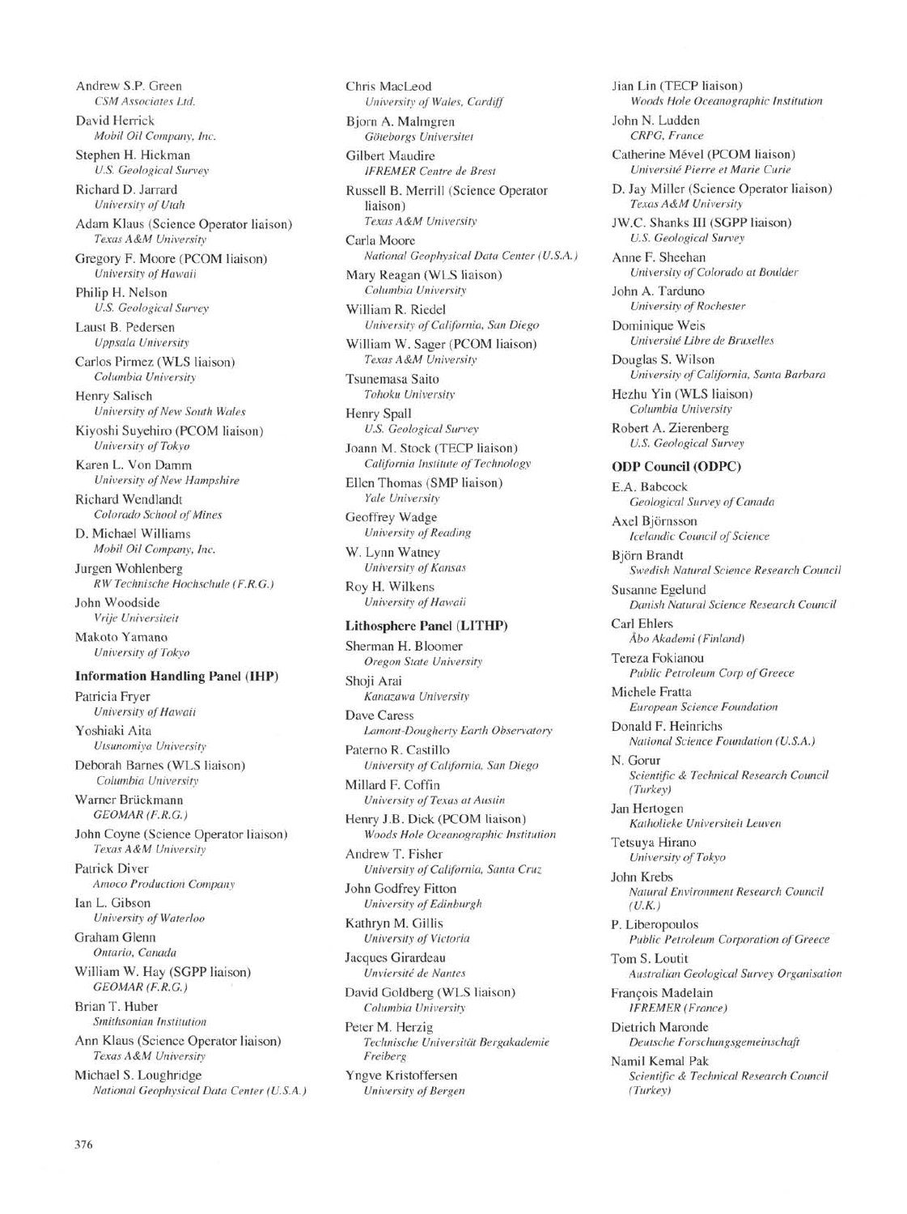Andrew S.P. Green
*CSM Associates Ltd.*

David Herrick
*Mobil Oil Company, Inc.*

Stephen H. Hickman
*U.S. Geological Survey*

Richard D. Jarrard
*University of Utah*

Adam Klaus (Science Operator liaison)
*Texas A&M University*

Gregory F. Moore (PCOM liaison)
*University of Hawaii*

Philip H. Nelson
*U.S. Geological Survey*

Laust B. Pedersen
*Uppsala University*

Carlos Pirmez (WLS liaison)
*Columbia University*

Henry Salisch
*University of New South Wales*

Kiyoshi Suyehiro (PCOM liaison)
*University of Tokyo*

Karen L. Von Damm
*University of New Hampshire*

Richard Wendlandt
*Colorado School of Mines*

D. Michael Williams
*Mobil Oil Company, Inc.*

Jurgen Wohlenberg
*RW Technische Hochschule (F.R.G.)*

John Woodside
*Vrije Universiteit*

Makoto Yamano
*University of Tokyo*

**Information Handling Panel (IHP)**

Patricia Fryer
*University of Hawaii*

Yoshiaki Aita
*Utsunomiya University*

Deborah Barnes (WLS liaison)
*Columbia University*

Warner Brückmann
*GEOMAR (F.R.G.)*

John Coyne (Science Operator liaison)
*Texas A&M University*

Patrick Diver
*Amoco Production Company*

Ian L. Gibson
*University of Waterloo*

Graham Glenn
*Ontario, Canada*

William W. Hay (SGPP liaison)
*GEOMAR (F.R.G.)*

Brian T. Huber
*Smithsonian Institution*

Ann Klaus (Science Operator liaison)
*Texas A&M University*

Michael S. Loughridge
*National Geophysical Data Center (U.S.A.)*

Chris MacLeod
*University of Wales, Cardiff*

Bjorn A. Malmgren
*Göteborgs Universitet*

Gilbert Maudire
*IFREMER Centre de Brest*

Russell B. Merrill (Science Operator liaison)
*Texas A&M University*

Carla Moore
*National Geophysical Data Center (U.S.A.)*

Mary Reagan (WLS liaison)
*Columbia University*

William R. Riedel
*University of California, San Diego*

William W. Sager (PCOM liaison)
*Texas A&M University*

Tsunemasa Saito
*Tohoku University*

Henry Spall
*U.S. Geological Survey*

Joann M. Stock (TECP liaison)
*California Institute of Technology*

Ellen Thomas (SMP liaison)
*Yale University*

Geoffrey Wadge
*University of Reading*

W. Lynn Watney
*University of Kansas*

Roy H. Wilkens
*University of Hawaii*

**Lithosphere Panel (LITHP)**

Sherman H. Bloomer
*Oregon State University*

Shoji Arai
*Kanazawa University*

Dave Caress
*Lamont-Dougherty Earth Observatory*

Paterno R. Castillo
*University of California, San Diego*

Millard F. Coffin
*University of Texas at Austin*

Henry J.B. Dick (PCOM liaison)
*Woods Hole Oceanographic Institution*

Andrew T. Fisher
*University of California, Santa Cruz*

John Godfrey Fitton
*University of Edinburgh*

Kathryn M. Gillis
*University of Victoria*

Jacques Girardeau
*Unviersité de Nantes*

David Goldberg (WLS liaison)
*Columbia University*

Peter M. Herzig
*Technische Universität Bergakademie Freiberg*

Yngve Kristoffersen
*University of Bergen*

Jian Lin (TECP liaison)
*Woods Hole Oceanographic Institution*

John N. Ludden
*CRPG, France*

Catherine Mével (PCOM liaison)
*Université Pierre et Marie Curie*

D. Jay Miller (Science Operator liaison)
*Texas A&M University*

JW.C. Shanks III (SGPP liaison)
*U.S. Geological Survey*

Anne F. Sheehan
*University of Colorado at Boulder*

John A. Tarduno
*University of Rochester*

Dominique Weis
*Université Libre de Bruxelles*

Douglas S. Wilson
*University of California, Santa Barbara*

Hezhu Yin (WLS liaison)
*Columbia University*

Robert A. Zierenberg
*U.S. Geological Survey*

**ODP Council (ODPC)**

E.A. Babcock
*Geological Survey of Canada*

Axel Björnsson
*Icelandic Council of Science*

Björn Brandt
*Swedish Natural Science Research Council*

Susanne Egelund
*Danish Natural Science Research Council*

Carl Ehlers
*Åbo Akademi (Finland)*

Tereza Fokianou
*Public Petroleum Corp of Greece*

Michele Fratta
*European Science Foundation*

Donald F. Heinrichs
*National Science Foundation (U.S.A.)*

N. Gorur
*Scientific & Technical Research Council (Turkey)*

Jan Hertogen
*Katholieke Universiteit Leuven*

Tetsuya Hirano
*University of Tokyo*

John Krebs
*Natural Environment Research Council (U.K.)*

P. Liberopoulos
*Public Petroleum Corporation of Greece*

Tom S. Loutit
*Australian Geological Survey Organisation*

François Madelain
*IFREMER (France)*

Dietrich Maronde
*Deutsche Forschungsgemeinschaft*

Namil Kemal Pak
*Scientific & Technical Research Council (Turkey)*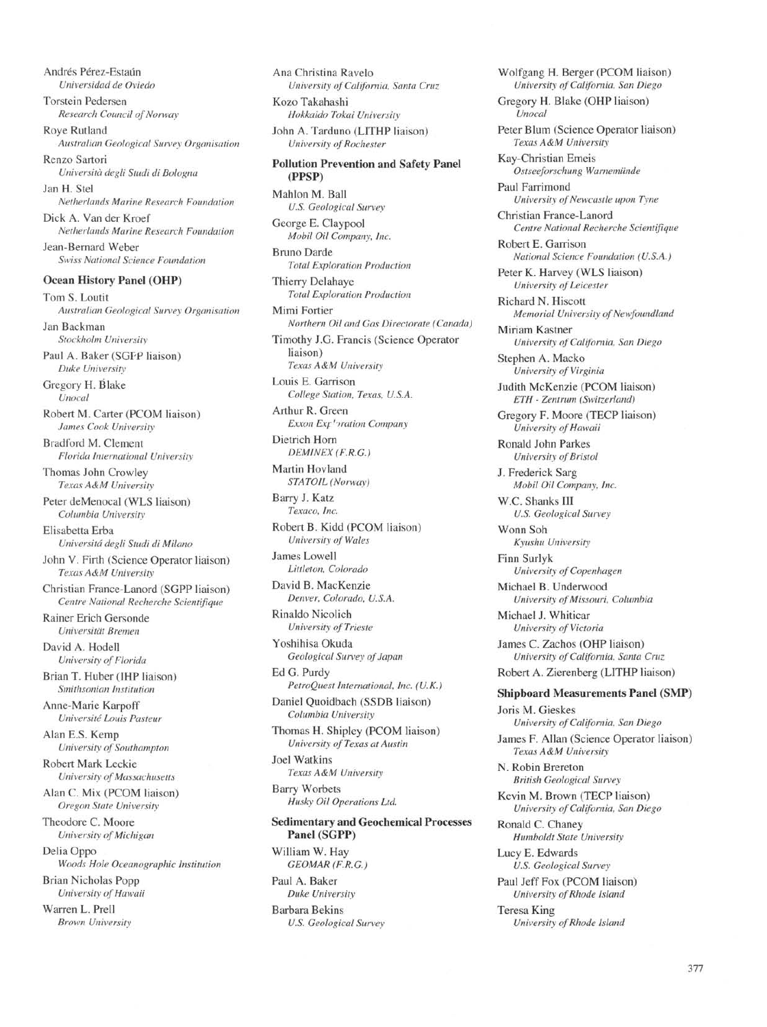Andrés Pérez-Estaún
*Universidad de Oviedo*

Torstein Pedersen
*Research Council of Norway*

Roye Rutland
*Australian Geological Survey Organisation*

Renzo Sartori
*Università degli Studi di Bologna*

Jan H. Stel
*Netherlands Marine Research Foundation*

Dick A. Van der Kroef
*Netherlands Marine Research Foundation*

Jean-Bernard Weber
*Swiss National Science Foundation*

**Ocean History Panel (OHP)**

Tom S. Loutit
*Australian Geological Survey Organisation*

Jan Backman
*Stockholm University*

Paul A. Baker (SGPP liaison)
*Duke University*

Gregory H. Blake
*Unocal*

Robert M. Carter (PCOM liaison)
*James Cook University*

Bradford M. Clement
*Florida International University*

Thomas John Crowley
*Texas A&M University*

Peter deMenocal (WLS liaison)
*Columbia University*

Elisabetta Erba
*Universitá degli Studi di Milano*

John V. Firth (Science Operator liaison)
*Texas A&M University*

Christian France-Lanord (SGPP liaison)
*Centre National Recherche Scientifique*

Rainer Erich Gersonde
*Universität Bremen*

David A. Hodell
*University of Florida*

Brian T. Huber (IHP liaison)
*Smithsonian Institution*

Anne-Marie Karpoff
*Université Louis Pasteur*

Alan E.S. Kemp
*University of Southampton*

Robert Mark Leckie
*University of Massachusetts*

Alan C. Mix (PCOM liaison)
*Oregon State University*

Theodore C. Moore
*University of Michigan*

Delia Oppo
*Woods Hole Oceanographic Institution*

Brian Nicholas Popp
*University of Hawaii*

Warren L. Prell
*Brown University*

Ana Christina Ravelo
*University of California, Santa Cruz*

Kozo Takahashi
*Hokkaido Tokai University*

John A. Tarduno (LITHP liaison)
*University of Rochester*

**Pollution Prevention and Safety Panel (PPSP)**

Mahlon M. Ball
*U.S. Geological Survey*

George E. Claypool
*Mobil Oil Company, Inc.*

Bruno Darde
*Total Exploration Production*

Thierry Delahaye
*Total Exploration Production*

Mimi Fortier
*Northern Oil and Gas Directorate (Canada)*

Timothy J.G. Francis (Science Operator liaison)
*Texas A&M University*

Louis E. Garrison
*College Station, Texas, U.S.A.*

Arthur R. Green
*Exxon Exploration Company*

Dietrich Horn
*DEMINEX (F.R.G.)*

Martin Hovland
*STATOIL (Norway)*

Barry J. Katz
*Texaco, Inc.*

Robert B. Kidd (PCOM liaison)
*University of Wales*

James Lowell
*Littleton, Colorado*

David B. MacKenzie
*Denver, Colorado, U.S.A.*

Rinaldo Nicolich
*University of Trieste*

Yoshihisa Okuda
*Geological Survey of Japan*

Ed G. Purdy
*PetroQuest International, Inc. (U.K.)*

Daniel Quoidbach (SSDB liaison)
*Columbia University*

Thomas H. Shipley (PCOM liaison)
*University of Texas at Austin*

Joel Watkins
*Texas A&M University*

Barry Worbets
*Husky Oil Operations Ltd.*

**Sedimentary and Geochemical Processes Panel (SGPP)**

William W. Hay
*GEOMAR (F.R.G.)*

Paul A. Baker
*Duke University*

Barbara Bekins
*U.S. Geological Survey*

Wolfgang H. Berger (PCOM liaison)
*University of California, San Diego*

Gregory H. Blake (OHP liaison)
*Unocal*

Peter Blum (Science Operator liaison)
*Texas A&M University*

Kay-Christian Emeis
*Ostseeforschung Warnemünde*

Paul Farrimond
*University of Newcastle upon Tyne*

Christian France-Lanord
*Centre National Recherche Scientifique*

Robert E. Garrison
*National Science Foundation (U.S.A.)*

Peter K. Harvey (WLS liaison)
*University of Leicester*

Richard N. Hiscott
*Memorial University of Newfoundland*

Miriam Kastner
*University of California, San Diego*

Stephen A. Macko
*University of Virginia*

Judith McKenzie (PCOM liaison)
*ETH - Zentrum (Switzerland)*

Gregory F. Moore (TECP liaison)
*University of Hawaii*

Ronald John Parkes
*University of Bristol*

J. Frederick Sarg
*Mobil Oil Company, Inc.*

W.C. Shanks III
*U.S. Geological Survey*

Wonn Soh
*Kyushu University*

Finn Surlyk
*University of Copenhagen*

Michael B. Underwood
*University of Missouri, Columbia*

Michael J. Whiticar
*University of Victoria*

James C. Zachos (OHP liaison)
*University of California, Santa Cruz*

Robert A. Zierenberg (LITHP liaison)

**Shipboard Measurements Panel (SMP)**

Joris M. Gieskes
*University of California, San Diego*

James F. Allan (Science Operator liaison)
*Texas A&M University*

N. Robin Brereton
*British Geological Survey*

Kevin M. Brown (TECP liaison)
*University of California, San Diego*

Ronald C. Chaney
*Humboldt State University*

Lucy E. Edwards
*U.S. Geological Survey*

Paul Jeff Fox (PCOM liaison)
*University of Rhode Island*

Teresa King
*University of Rhode Island*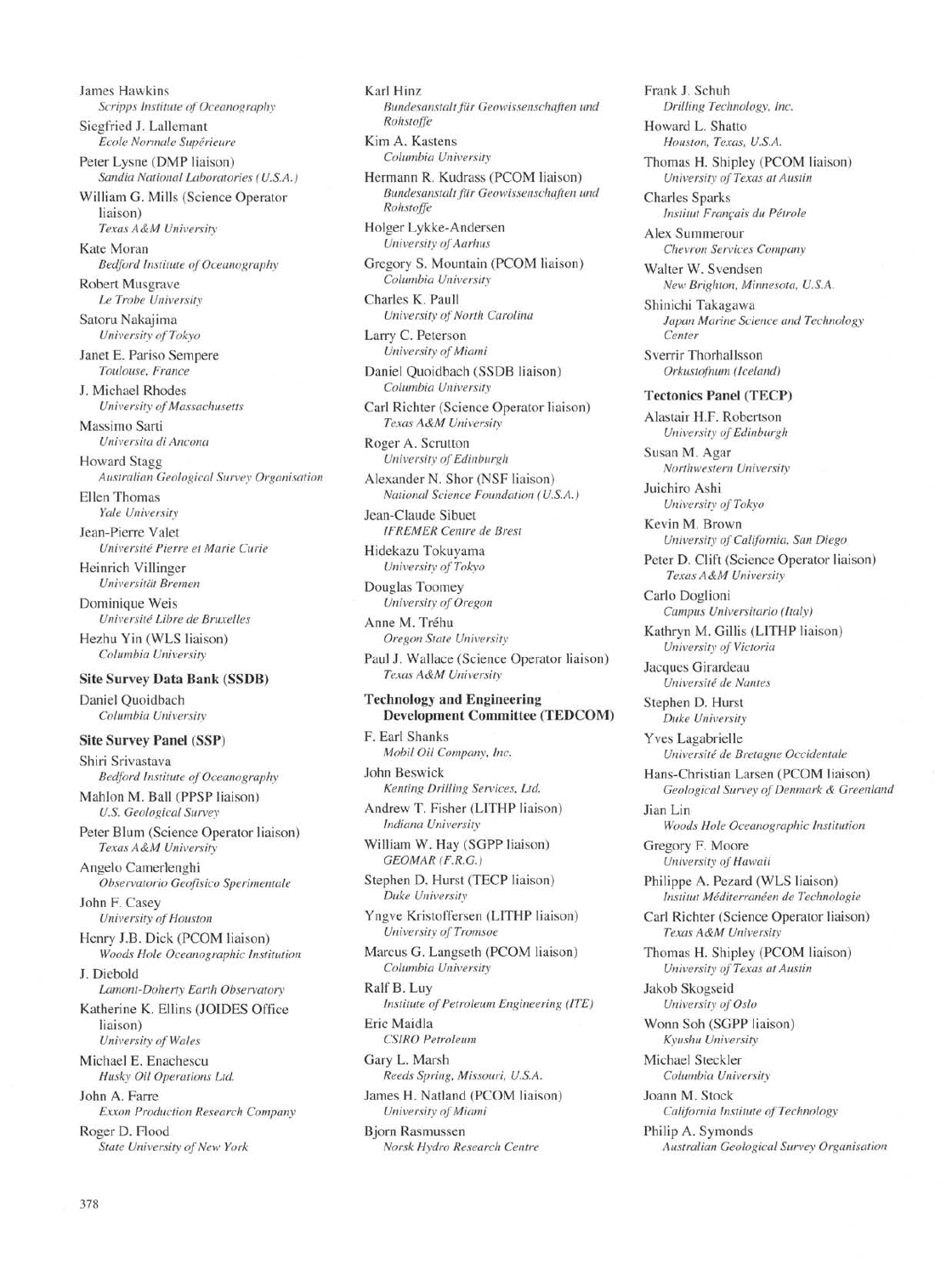James Hawkins
*Scripps Institute of Oceanography*

Siegfried J. Lallemant
*Ecole Normale Supérieure*

Peter Lysne (DMP liaison)
*Sandia National Laboratories (U.S.A.)*

William G. Mills (Science Operator liaison)
*Texas A&M University*

Kate Moran
*Bedford Institute of Oceanography*

Robert Musgrave
*Le Trobe University*

Satoru Nakajima
*University of Tokyo*

Janet E. Pariso Sempere
*Toulouse, France*

J. Michael Rhodes
*University of Massachusetts*

Massimo Sarti
*Universita di Ancona*

Howard Stagg
*Australian Geological Survey Organisation*

Ellen Thomas
*Yale University*

Jean-Pierre Valet
*Université Pierre et Marie Curie*

Heinrich Villinger
*Universität Bremen*

Dominique Weis
*Université Libre de Bruxelles*

Hezhu Yin (WLS liaison)
*Columbia University*

**Site Survey Data Bank (SSDB)**

Daniel Quoidbach
*Columbia University*

**Site Survey Panel (SSP)**

Shiri Srivastava
*Bedford Institute of Oceanography*

Mahlon M. Ball (PPSP liaison)
*U.S. Geological Survey*

Peter Blum (Science Operator liaison)
*Texas A&M University*

Angelo Camerlenghi
*Observatorio Geofisico Sperimentale*

John F. Casey
*University of Houston*

Henry J.B. Dick (PCOM liaison)
*Woods Hole Oceanographic Institution*

J. Diebold
*Lamont-Doherty Earth Observatory*

Katherine K. Ellins (JOIDES Office liaison)
*University of Wales*

Michael E. Enachescu
*Husky Oil Operations Ltd.*

John A. Farre
*Exxon Production Research Company*

Roger D. Flood
*State University of New York*

Karl Hinz
*Bundesanstalt für Geowissenschaften und Rohstoffe*

Kim A. Kastens
*Columbia University*

Hermann R. Kudrass (PCOM liaison)
*Bundesanstalt für Geowissenschaften und Rohstoffe*

Holger Lykke-Andersen
*University of Aarhus*

Gregory S. Mountain (PCOM liaison)
*Columbia University*

Charles K. Paull
*University of North Carolina*

Larry C. Peterson
*University of Miami*

Daniel Quoidbach (SSDB liaison)
*Columbia University*

Carl Richter (Science Operator liaison)
*Texas A&M University*

Roger A. Scrutton
*University of Edinburgh*

Alexander N. Shor (NSF liaison)
*National Science Foundation (U.S.A.)*

Jean-Claude Sibuet
*IFREMER Centre de Brest*

Hidekazu Tokuyama
*University of Tokyo*

Douglas Toomey
*University of Oregon*

Anne M. Tréhu
*Oregon State University*

Paul J. Wallace (Science Operator liaison)
*Texas A&M University*

**Technology and Engineering Development Committee (TEDCOM)**

F. Earl Shanks
*Mobil Oil Company, Inc.*

John Beswick
*Kenting Drilling Services, Ltd.*

Andrew T. Fisher (LITHP liaison)
*Indiana University*

William W. Hay (SGPP liaison)
*GEOMAR (F.R.G.)*

Stephen D. Hurst (TECP liaison)
*Duke University*

Yngve Kristoffersen (LITHP liaison)
*University of Tromsoe*

Marcus G. Langseth (PCOM liaison)
*Columbia University*

Ralf B. Luy
*Institute of Petroleum Engineering (ITE)*

Eric Maidla
*CSIRO Petroleum*

Gary L. Marsh
*Reeds Spring, Missouri, U.S.A.*

James H. Natland (PCOM liaison)
*University of Miami*

Bjorn Rasmussen
*Norsk Hydro Research Centre*

Frank J. Schuh
*Drilling Technology, Inc.*

Howard L. Shatto
*Houston, Texas, U.S.A.*

Thomas H. Shipley (PCOM liaison)
*University of Texas at Austin*

Charles Sparks
*Insitut Français du Pétrole*

Alex Summerour
*Chevron Services Company*

Walter W. Svendsen
*New Brighton, Minnesota, U.S.A.*

Shinichi Takagawa
*Japan Marine Science and Technology Center*

Sverrir Thorhallsson
*Orkustofnum (Iceland)*

**Tectonics Panel (TECP)**

Alastair H.F. Robertson
*University of Edinburgh*

Susan M. Agar
*Northwestern University*

Juichiro Ashi
*University of Tokyo*

Kevin M. Brown
*University of California, San Diego*

Peter D. Clift (Science Operator liaison)
*Texas A&M University*

Carlo Doglioni
*Campus Universitario (Italy)*

Kathryn M. Gillis (LITHP liaison)
*University of Victoria*

Jacques Girardeau
*Université de Nantes*

Stephen D. Hurst
*Duke University*

Yves Lagabrielle
*Université de Bretagne Occidentale*

Hans-Christian Larsen (PCOM liaison)
*Geological Survey of Denmark & Greenland*

Jian Lin
*Woods Hole Oceanographic Institution*

Gregory F. Moore
*University of Hawaii*

Philippe A. Pezard (WLS liaison)
*Insitut Méditerranéen de Technologie*

Carl Richter (Science Operator liaison)
*Texas A&M University*

Thomas H. Shipley (PCOM liaison)
*University of Texas at Austin*

Jakob Skogseid
*University of Oslo*

Wonn Soh (SGPP liaison)
*Kyushu University*

Michael Steckler
*Columbia University*

Joann M. Stock
*California Institute of Technology*

Philip A. Symonds
*Australian Geological Survey Organisation*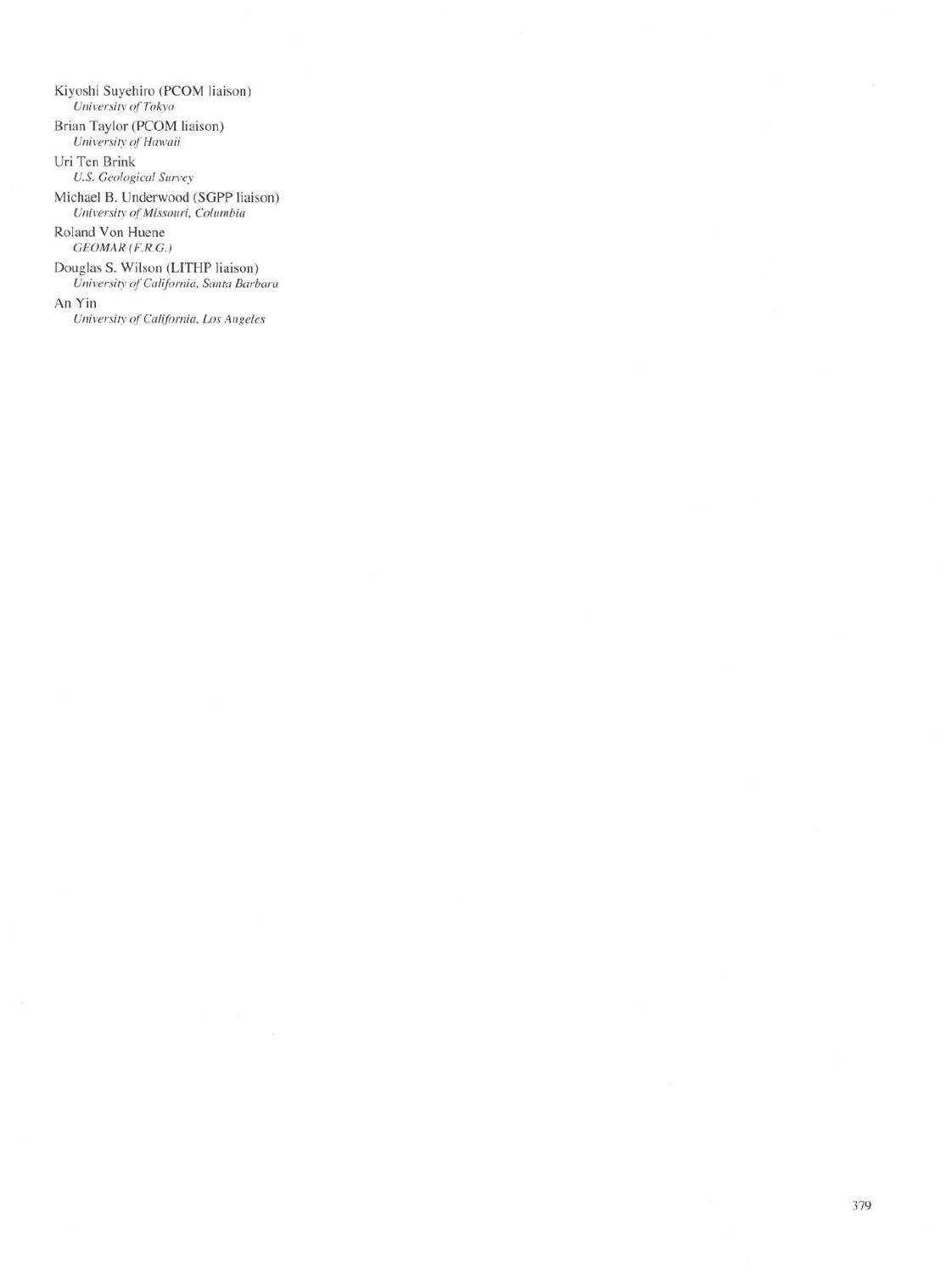Kiyoshi Suyehiro (PCOM liaison)
*University of Tokyo*

Brian Taylor (PCOM liaison)
*University of Hawaii*

Uri Ten Brink
*U.S. Geological Survey*

Michael B. Underwood (SGPP liaison)
*University of Missouri, Columbia*

Roland Von Huene
*GEOMAR (F.R.G.)*

Douglas S. Wilson (LITHP liaison)
*University of California, Santa Barbara*

An Yin
*University of California, Los Angeles*